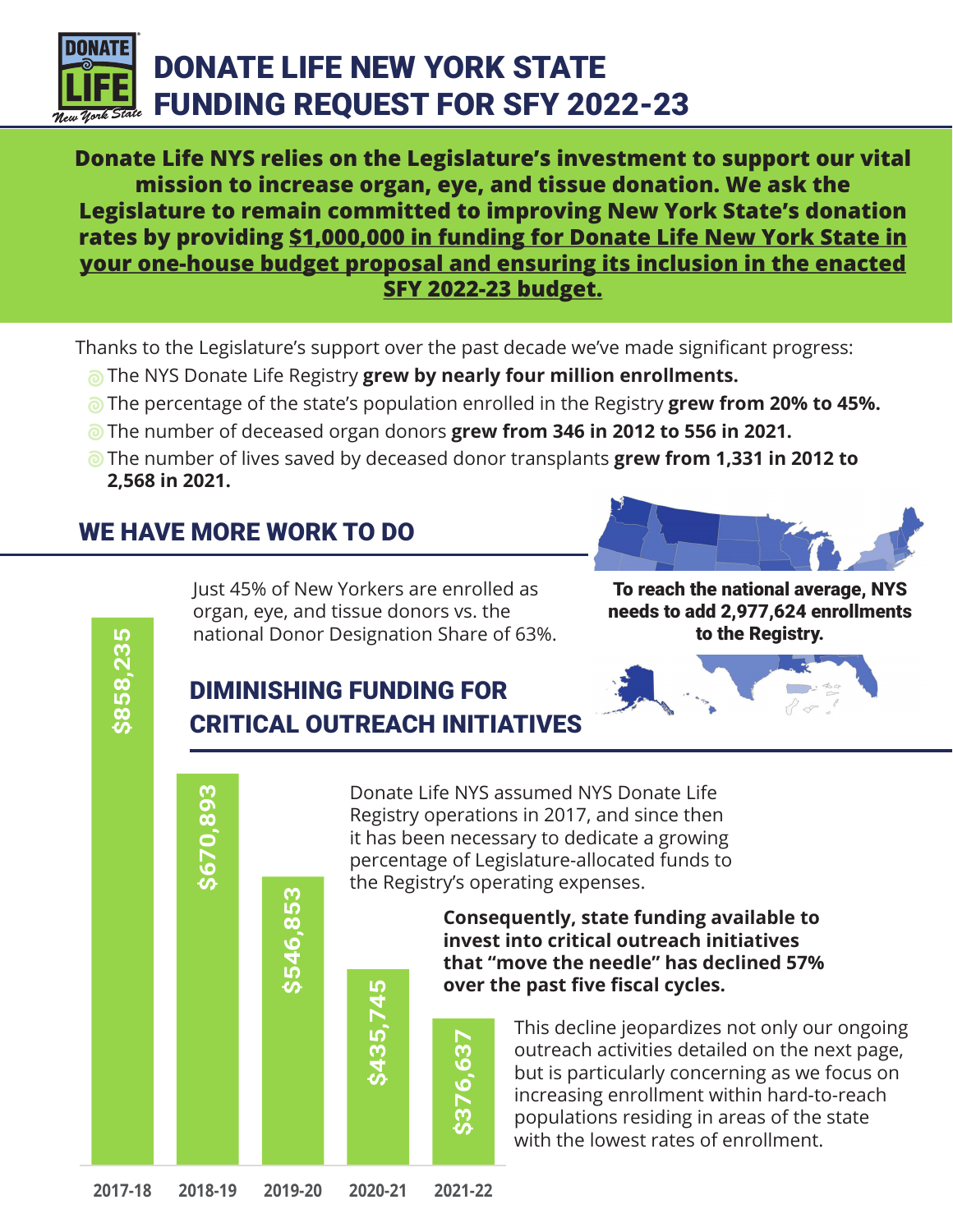# DONATE LIFE NEW YORK STATE FUNDING REQUEST FOR SFY 2022-23

**Donate Life NYS relies on the Legislature's investment to support our vital mission to increase organ, eye, and tissue donation. We ask the Legislature to remain committed to improving New York State's donation rates by providing <u>$1,000,000 in funding for Donate Life New York State in your one-house budget proposal and ensuring its inclusion in the enacted SFY 2022-23 budget.</u>**

Thanks to the Legislature's support over the past decade we've made significant progress:

- The NYS Donate Life Registry **grew by nearly four million enrollments.**
- The percentage of the state's population enrolled in the Registry **grew from 20% to 45%.**
- The number of deceased organ donors **grew from 346 in 2012 to 556 in 2021.**
- The number of lives saved by deceased donor transplants **grew from 1,331 in 2012 to 2,568 in 2021.**

## WE HAVE MORE WORK TO DO

Just 45% of New Yorkers are enrolled as organ, eye, and tissue donors vs. the national Donor Designation Share of 63%.

**To reach the national average, NYS needs to add 2,977,624 enrollments to the Registry.**

## DIMINISHING FUNDING FOR CRITICAL OUTREACH INITIATIVES

| Fiscal Year | Funding |
|---|---|
| 2017-18 | $858,235 |
| 2018-19 | $670,893 |
| 2019-20 | $546,853 |
| 2020-21 | $435,745 |
| 2021-22 | $376,637 |

Donate Life NYS assumed NYS Donate Life Registry operations in 2017, and since then it has been necessary to dedicate a growing percentage of Legislature-allocated funds to the Registry's operating expenses.

**Consequently, state funding available to invest into critical outreach initiatives that "move the needle" has declined 57% over the past five fiscal cycles.**

This decline jeopardizes not only our ongoing outreach activities detailed on the next page, but is particularly concerning as we focus on increasing enrollment within hard-to-reach populations residing in areas of the state with the lowest rates of enrollment.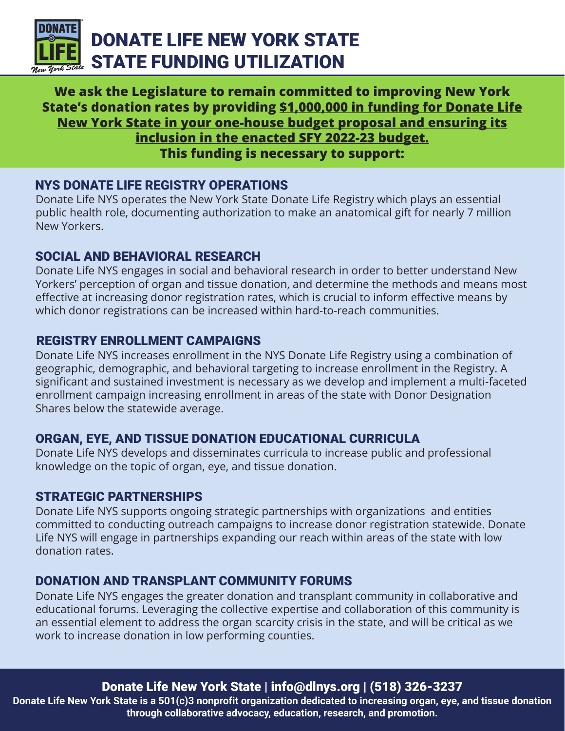# DONATE LIFE NEW YORK STATE STATE FUNDING UTILIZATION

**We ask the Legislature to remain committed to improving New York State's donation rates by providing <u>$1,000,000 in funding for Donate Life New York State in your one-house budget proposal and ensuring its inclusion in the enacted SFY 2022-23 budget.</u>**

**This funding is necessary to support:**

## NYS DONATE LIFE REGISTRY OPERATIONS

Donate Life NYS operates the New York State Donate Life Registry which plays an essential public health role, documenting authorization to make an anatomical gift for nearly 7 million New Yorkers.

## SOCIAL AND BEHAVIORAL RESEARCH

Donate Life NYS engages in social and behavioral research in order to better understand New Yorkers' perception of organ and tissue donation, and determine the methods and means most effective at increasing donor registration rates, which is crucial to inform effective means by which donor registrations can be increased within hard-to-reach communities.

## REGISTRY ENROLLMENT CAMPAIGNS

Donate Life NYS increases enrollment in the NYS Donate Life Registry using a combination of geographic, demographic, and behavioral targeting to increase enrollment in the Registry. A significant and sustained investment is necessary as we develop and implement a multi-faceted enrollment campaign increasing enrollment in areas of the state with Donor Designation Shares below the statewide average.

## ORGAN, EYE, AND TISSUE DONATION EDUCATIONAL CURRICULA

Donate Life NYS develops and disseminates curricula to increase public and professional knowledge on the topic of organ, eye, and tissue donation.

## STRATEGIC PARTNERSHIPS

Donate Life NYS supports ongoing strategic partnerships with organizations and entities committed to conducting outreach campaigns to increase donor registration statewide. Donate Life NYS will engage in partnerships expanding our reach within areas of the state with low donation rates.

## DONATION AND TRANSPLANT COMMUNITY FORUMS

Donate Life NYS engages the greater donation and transplant community in collaborative and educational forums. Leveraging the collective expertise and collaboration of this community is an essential element to address the organ scarcity crisis in the state, and will be critical as we work to increase donation in low performing counties.

**Donate Life New York State | info@dlnys.org | (518) 326-3237**

**Donate Life New York State is a 501(c)3 nonprofit organization dedicated to increasing organ, eye, and tissue donation through collaborative advocacy, education, research, and promotion.**